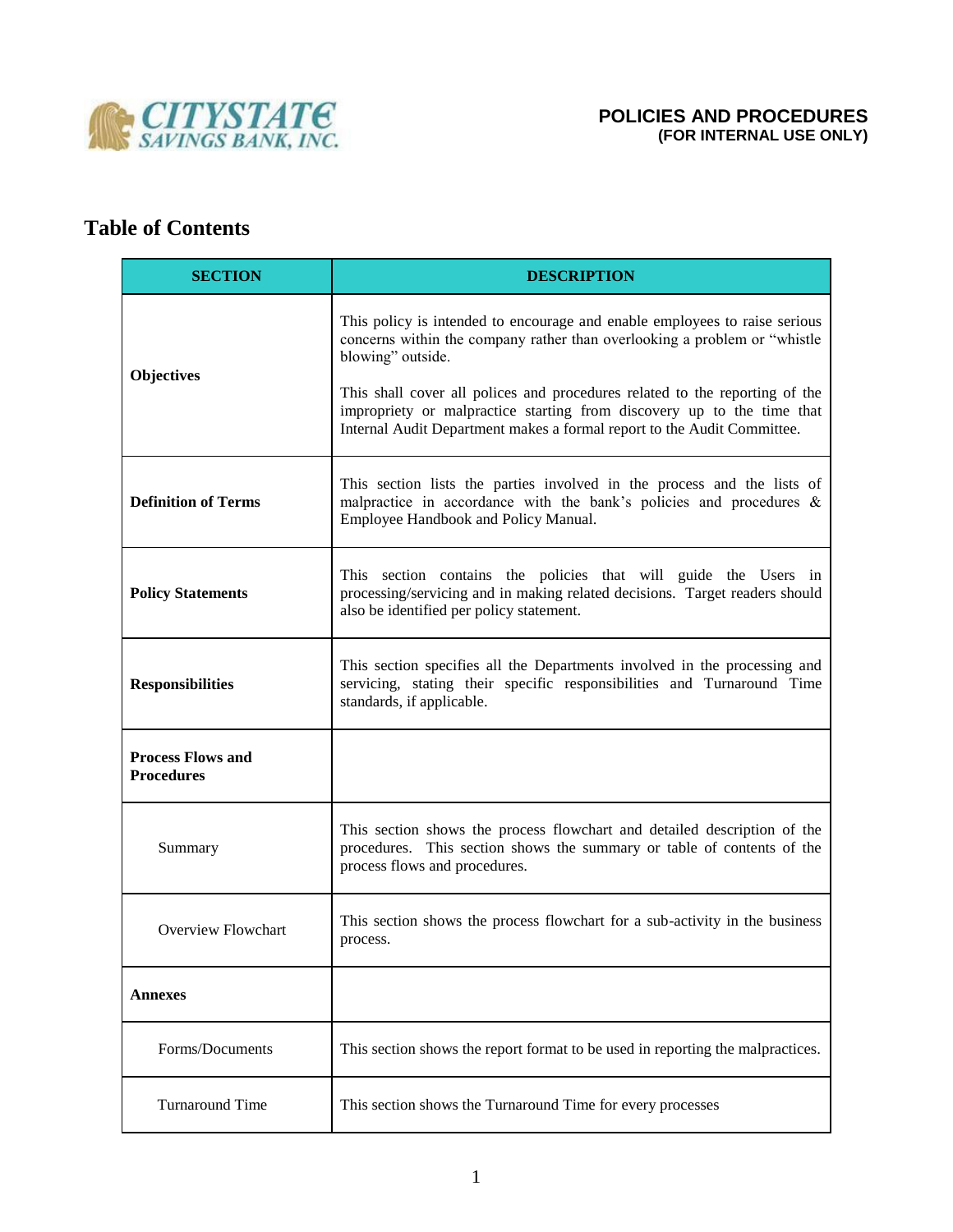**POLICIES AND PROCEDURES**
**(FOR INTERNAL USE ONLY)**

## Table of Contents

| SECTION | DESCRIPTION |
|---|---|
| **Objectives** | This policy is intended to encourage and enable employees to raise serious concerns within the company rather than overlooking a problem or "whistle blowing" outside.<br><br>This shall cover all polices and procedures related to the reporting of the impropriety or malpractice starting from discovery up to the time that Internal Audit Department makes a formal report to the Audit Committee. |
| **Definition of Terms** | This section lists the parties involved in the process and the lists of malpractice in accordance with the bank's policies and procedures & Employee Handbook and Policy Manual. |
| **Policy Statements** | This section contains the policies that will guide the Users in processing/servicing and in making related decisions. Target readers should also be identified per policy statement. |
| **Responsibilities** | This section specifies all the Departments involved in the processing and servicing, stating their specific responsibilities and Turnaround Time standards, if applicable. |
| **Process Flows and Procedures** | |
| Summary | This section shows the process flowchart and detailed description of the procedures. This section shows the summary or table of contents of the process flows and procedures. |
| Overview Flowchart | This section shows the process flowchart for a sub-activity in the business process. |
| **Annexes** | |
| Forms/Documents | This section shows the report format to be used in reporting the malpractices. |
| Turnaround Time | This section shows the Turnaround Time for every processes |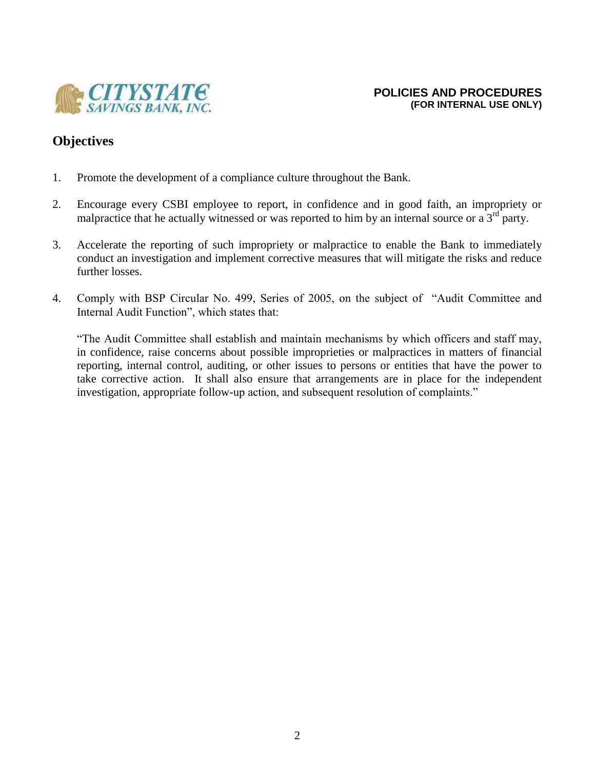## Objectives

1. Promote the development of a compliance culture throughout the Bank.

2. Encourage every CSBI employee to report, in confidence and in good faith, an impropriety or malpractice that he actually witnessed or was reported to him by an internal source or a 3rd party.

3. Accelerate the reporting of such impropriety or malpractice to enable the Bank to immediately conduct an investigation and implement corrective measures that will mitigate the risks and reduce further losses.

4. Comply with BSP Circular No. 499, Series of 2005, on the subject of "Audit Committee and Internal Audit Function", which states that:

   "The Audit Committee shall establish and maintain mechanisms by which officers and staff may, in confidence, raise concerns about possible improprieties or malpractices in matters of financial reporting, internal control, auditing, or other issues to persons or entities that have the power to take corrective action. It shall also ensure that arrangements are in place for the independent investigation, appropriate follow-up action, and subsequent resolution of complaints."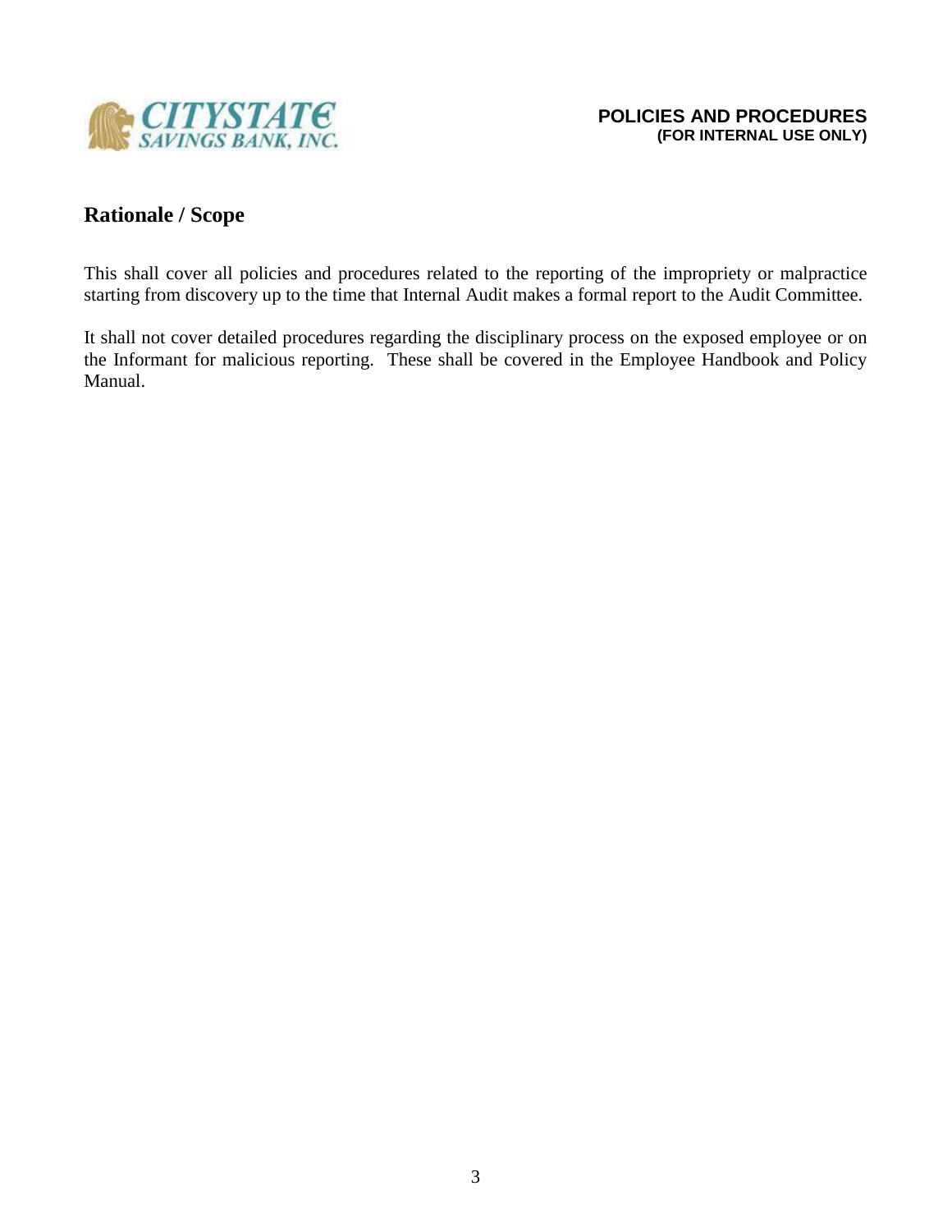## Rationale / Scope

This shall cover all policies and procedures related to the reporting of the impropriety or malpractice starting from discovery up to the time that Internal Audit makes a formal report to the Audit Committee.

It shall not cover detailed procedures regarding the disciplinary process on the exposed employee or on the Informant for malicious reporting. These shall be covered in the Employee Handbook and Policy Manual.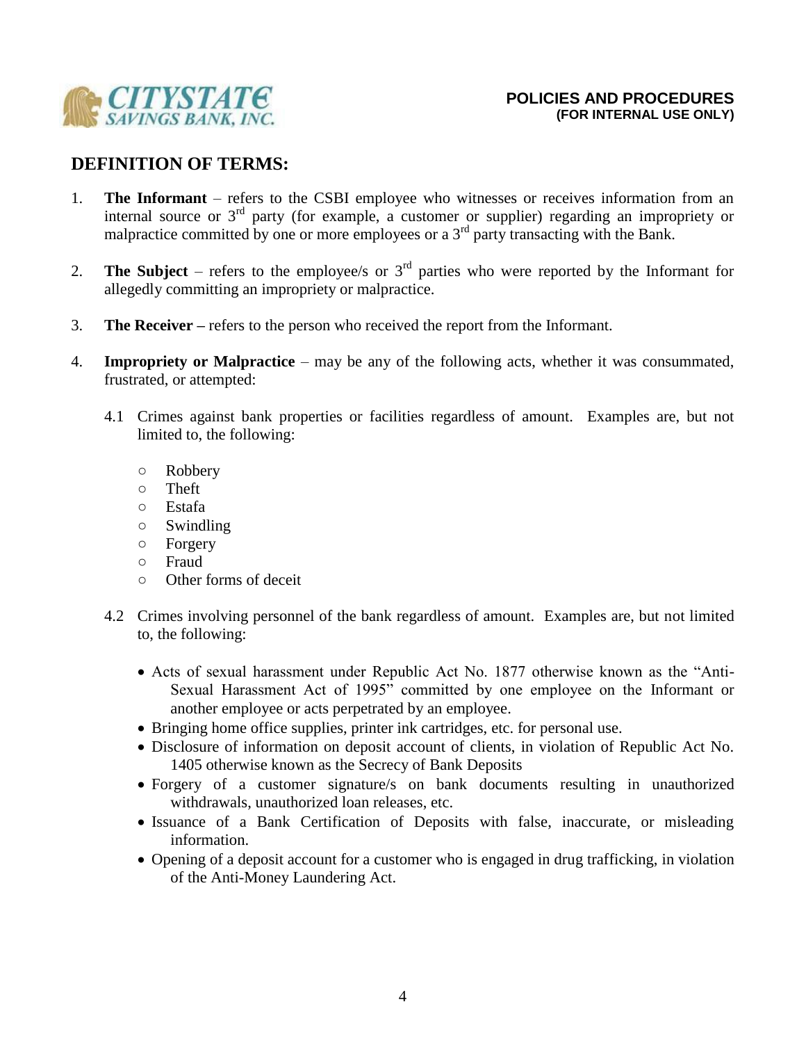## DEFINITION OF TERMS:

1. **The Informant** – refers to the CSBI employee who witnesses or receives information from an internal source or 3rd party (for example, a customer or supplier) regarding an impropriety or malpractice committed by one or more employees or a 3rd party transacting with the Bank.

2. **The Subject** – refers to the employee/s or 3rd parties who were reported by the Informant for allegedly committing an impropriety or malpractice.

3. **The Receiver –** refers to the person who received the report from the Informant.

4. **Impropriety or Malpractice** – may be any of the following acts, whether it was consummated, frustrated, or attempted:

   4.1 Crimes against bank properties or facilities regardless of amount. Examples are, but not limited to, the following:

   - Robbery
   - Theft
   - Estafa
   - Swindling
   - Forgery
   - Fraud
   - Other forms of deceit

   4.2 Crimes involving personnel of the bank regardless of amount. Examples are, but not limited to, the following:

   - Acts of sexual harassment under Republic Act No. 1877 otherwise known as the "Anti-Sexual Harassment Act of 1995" committed by one employee on the Informant or another employee or acts perpetrated by an employee.
   - Bringing home office supplies, printer ink cartridges, etc. for personal use.
   - Disclosure of information on deposit account of clients, in violation of Republic Act No. 1405 otherwise known as the Secrecy of Bank Deposits
   - Forgery of a customer signature/s on bank documents resulting in unauthorized withdrawals, unauthorized loan releases, etc.
   - Issuance of a Bank Certification of Deposits with false, inaccurate, or misleading information.
   - Opening of a deposit account for a customer who is engaged in drug trafficking, in violation of the Anti-Money Laundering Act.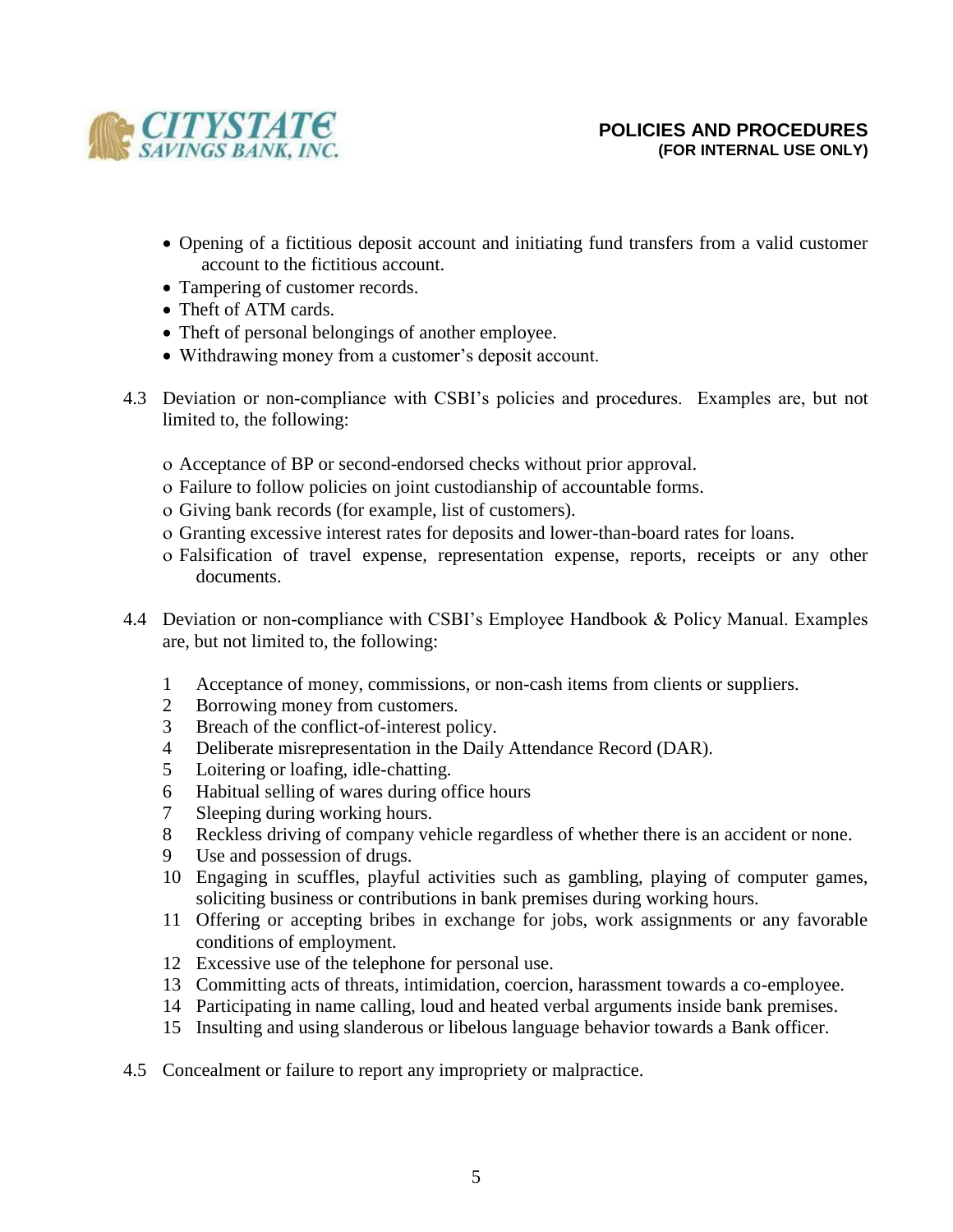- Opening of a fictitious deposit account and initiating fund transfers from a valid customer account to the fictitious account.
- Tampering of customer records.
- Theft of ATM cards.
- Theft of personal belongings of another employee.
- Withdrawing money from a customer's deposit account.

4.3 Deviation or non-compliance with CSBI's policies and procedures. Examples are, but not limited to, the following:

- Acceptance of BP or second-endorsed checks without prior approval.
- Failure to follow policies on joint custodianship of accountable forms.
- Giving bank records (for example, list of customers).
- Granting excessive interest rates for deposits and lower-than-board rates for loans.
- Falsification of travel expense, representation expense, reports, receipts or any other documents.

4.4 Deviation or non-compliance with CSBI's Employee Handbook & Policy Manual. Examples are, but not limited to, the following:

1. Acceptance of money, commissions, or non-cash items from clients or suppliers.
2. Borrowing money from customers.
3. Breach of the conflict-of-interest policy.
4. Deliberate misrepresentation in the Daily Attendance Record (DAR).
5. Loitering or loafing, idle-chatting.
6. Habitual selling of wares during office hours
7. Sleeping during working hours.
8. Reckless driving of company vehicle regardless of whether there is an accident or none.
9. Use and possession of drugs.
10. Engaging in scuffles, playful activities such as gambling, playing of computer games, soliciting business or contributions in bank premises during working hours.
11. Offering or accepting bribes in exchange for jobs, work assignments or any favorable conditions of employment.
12. Excessive use of the telephone for personal use.
13. Committing acts of threats, intimidation, coercion, harassment towards a co-employee.
14. Participating in name calling, loud and heated verbal arguments inside bank premises.
15. Insulting and using slanderous or libelous language behavior towards a Bank officer.

4.5 Concealment or failure to report any impropriety or malpractice.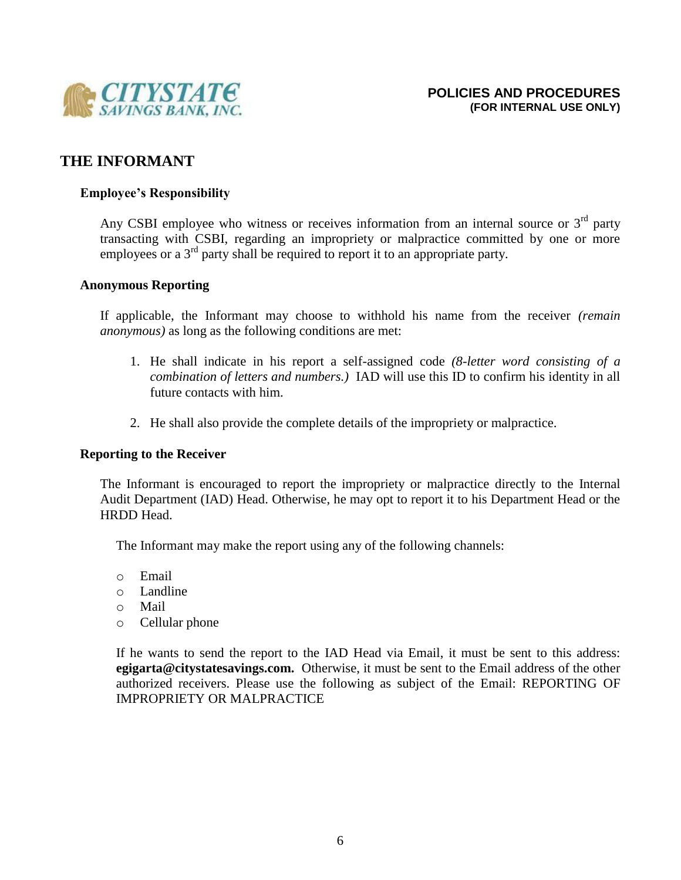## THE INFORMANT

### Employee's Responsibility

Any CSBI employee who witness or receives information from an internal source or 3rd party transacting with CSBI, regarding an impropriety or malpractice committed by one or more employees or a 3rd party shall be required to report it to an appropriate party.

### Anonymous Reporting

If applicable, the Informant may choose to withhold his name from the receiver *(remain anonymous)* as long as the following conditions are met:

1. He shall indicate in his report a self-assigned code *(8-letter word consisting of a combination of letters and numbers.)* IAD will use this ID to confirm his identity in all future contacts with him.

2. He shall also provide the complete details of the impropriety or malpractice.

### Reporting to the Receiver

The Informant is encouraged to report the impropriety or malpractice directly to the Internal Audit Department (IAD) Head. Otherwise, he may opt to report it to his Department Head or the HRDD Head.

The Informant may make the report using any of the following channels:

- Email
- Landline
- Mail
- Cellular phone

If he wants to send the report to the IAD Head via Email, it must be sent to this address: **egigarta@citystatesavings.com.** Otherwise, it must be sent to the Email address of the other authorized receivers. Please use the following as subject of the Email: REPORTING OF IMPROPRIETY OR MALPRACTICE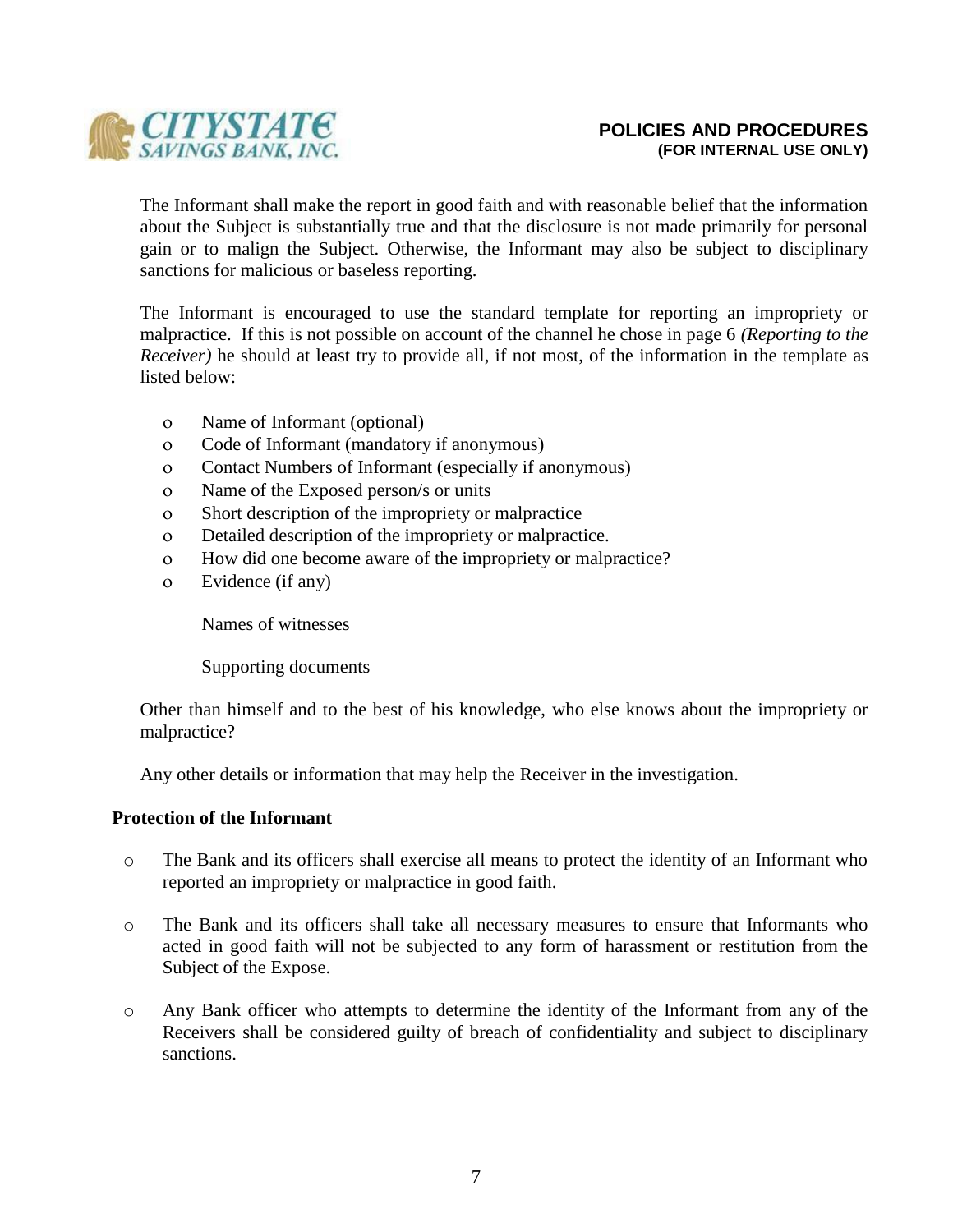The Informant shall make the report in good faith and with reasonable belief that the information about the Subject is substantially true and that the disclosure is not made primarily for personal gain or to malign the Subject. Otherwise, the Informant may also be subject to disciplinary sanctions for malicious or baseless reporting.

The Informant is encouraged to use the standard template for reporting an impropriety or malpractice. If this is not possible on account of the channel he chose in page 6 *(Reporting to the Receiver)* he should at least try to provide all, if not most, of the information in the template as listed below:

- Name of Informant (optional)
- Code of Informant (mandatory if anonymous)
- Contact Numbers of Informant (especially if anonymous)
- Name of the Exposed person/s or units
- Short description of the impropriety or malpractice
- Detailed description of the impropriety or malpractice.
- How did one become aware of the impropriety or malpractice?
- Evidence (if any)

  Names of witnesses

  Supporting documents

Other than himself and to the best of his knowledge, who else knows about the impropriety or malpractice?

Any other details or information that may help the Receiver in the investigation.

**Protection of the Informant**

- The Bank and its officers shall exercise all means to protect the identity of an Informant who reported an impropriety or malpractice in good faith.
- The Bank and its officers shall take all necessary measures to ensure that Informants who acted in good faith will not be subjected to any form of harassment or restitution from the Subject of the Expose.
- Any Bank officer who attempts to determine the identity of the Informant from any of the Receivers shall be considered guilty of breach of confidentiality and subject to disciplinary sanctions.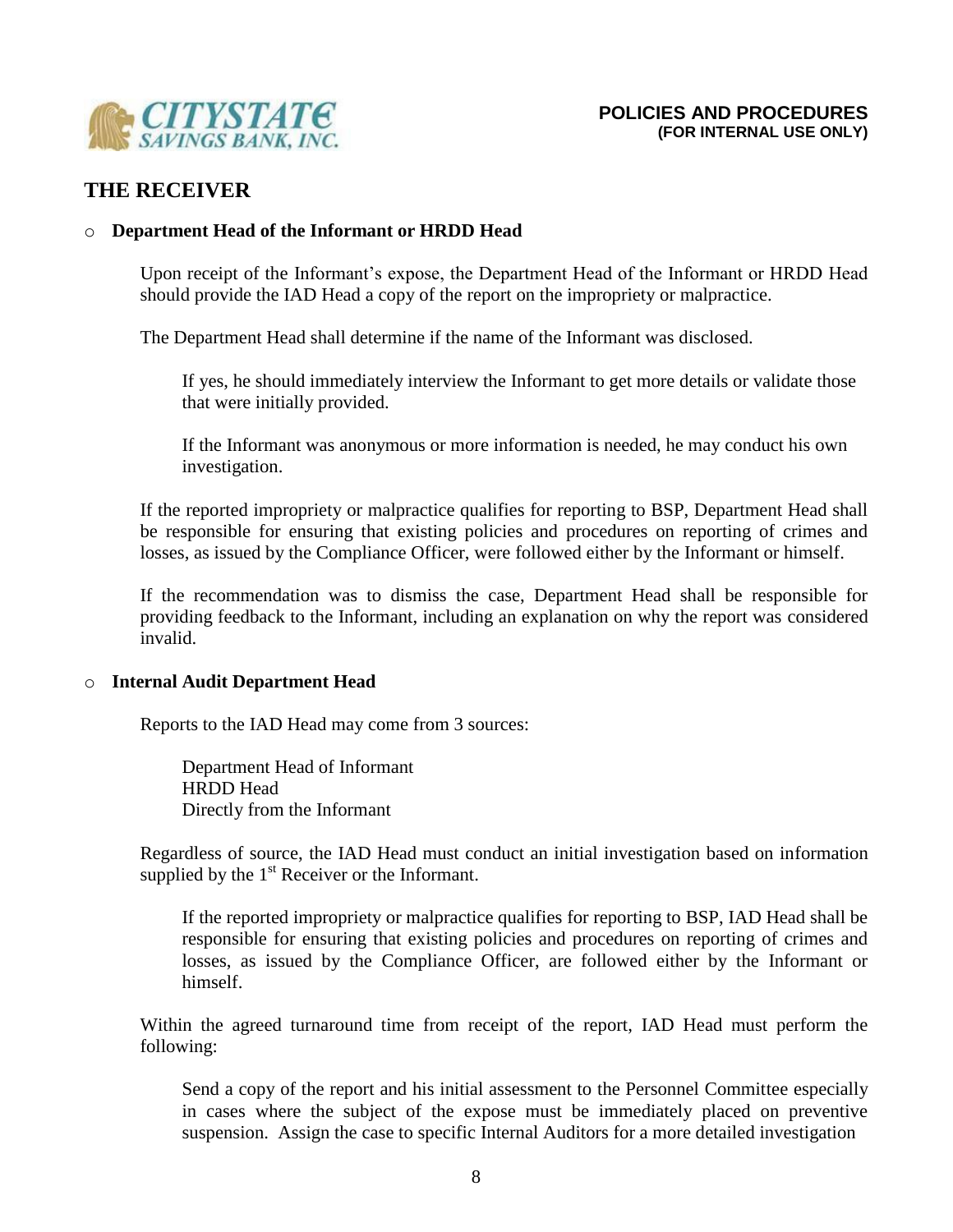## THE RECEIVER

- **Department Head of the Informant or HRDD Head**

  Upon receipt of the Informant's expose, the Department Head of the Informant or HRDD Head should provide the IAD Head a copy of the report on the impropriety or malpractice.

  The Department Head shall determine if the name of the Informant was disclosed.

  If yes, he should immediately interview the Informant to get more details or validate those that were initially provided.

  If the Informant was anonymous or more information is needed, he may conduct his own investigation.

  If the reported impropriety or malpractice qualifies for reporting to BSP, Department Head shall be responsible for ensuring that existing policies and procedures on reporting of crimes and losses, as issued by the Compliance Officer, were followed either by the Informant or himself.

  If the recommendation was to dismiss the case, Department Head shall be responsible for providing feedback to the Informant, including an explanation on why the report was considered invalid.

- **Internal Audit Department Head**

  Reports to the IAD Head may come from 3 sources:

  Department Head of Informant
  HRDD Head
  Directly from the Informant

  Regardless of source, the IAD Head must conduct an initial investigation based on information supplied by the 1st Receiver or the Informant.

  If the reported impropriety or malpractice qualifies for reporting to BSP, IAD Head shall be responsible for ensuring that existing policies and procedures on reporting of crimes and losses, as issued by the Compliance Officer, are followed either by the Informant or himself.

  Within the agreed turnaround time from receipt of the report, IAD Head must perform the following:

  Send a copy of the report and his initial assessment to the Personnel Committee especially in cases where the subject of the expose must be immediately placed on preventive suspension. Assign the case to specific Internal Auditors for a more detailed investigation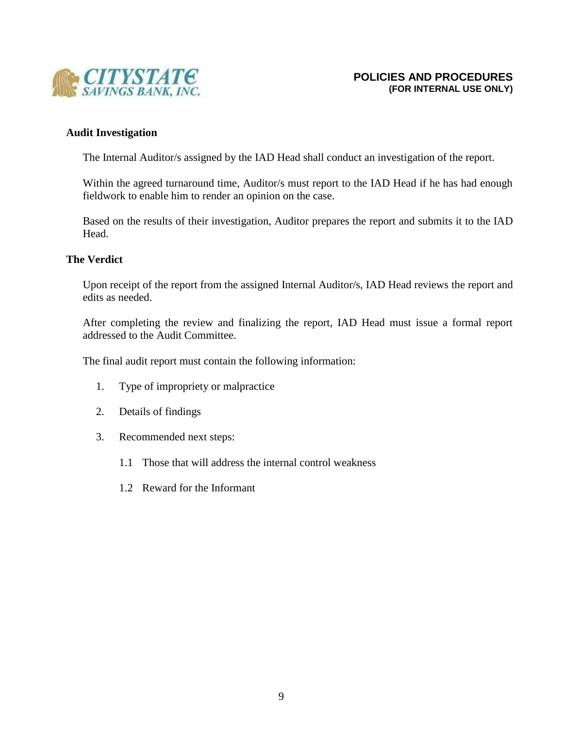### Audit Investigation

The Internal Auditor/s assigned by the IAD Head shall conduct an investigation of the report.

Within the agreed turnaround time, Auditor/s must report to the IAD Head if he has had enough fieldwork to enable him to render an opinion on the case.

Based on the results of their investigation, Auditor prepares the report and submits it to the IAD Head.

### The Verdict

Upon receipt of the report from the assigned Internal Auditor/s, IAD Head reviews the report and edits as needed.

After completing the review and finalizing the report, IAD Head must issue a formal report addressed to the Audit Committee.

The final audit report must contain the following information:

1. Type of impropriety or malpractice
2. Details of findings
3. Recommended next steps:

   1.1 Those that will address the internal control weakness

   1.2 Reward for the Informant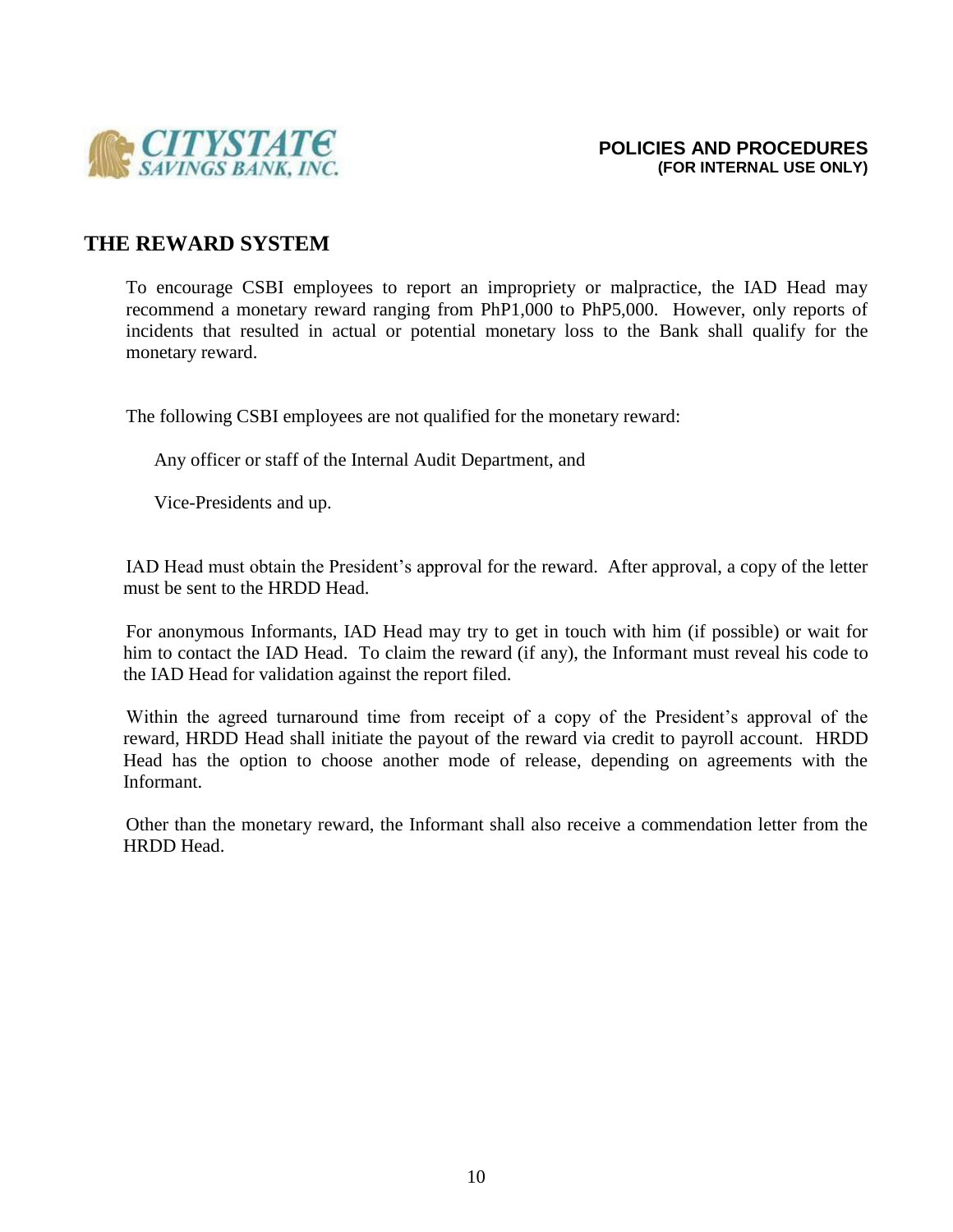## THE REWARD SYSTEM

To encourage CSBI employees to report an impropriety or malpractice, the IAD Head may recommend a monetary reward ranging from PhP1,000 to PhP5,000. However, only reports of incidents that resulted in actual or potential monetary loss to the Bank shall qualify for the monetary reward.

The following CSBI employees are not qualified for the monetary reward:

- Any officer or staff of the Internal Audit Department, and
- Vice-Presidents and up.

IAD Head must obtain the President's approval for the reward. After approval, a copy of the letter must be sent to the HRDD Head.

For anonymous Informants, IAD Head may try to get in touch with him (if possible) or wait for him to contact the IAD Head. To claim the reward (if any), the Informant must reveal his code to the IAD Head for validation against the report filed.

Within the agreed turnaround time from receipt of a copy of the President's approval of the reward, HRDD Head shall initiate the payout of the reward via credit to payroll account. HRDD Head has the option to choose another mode of release, depending on agreements with the Informant.

Other than the monetary reward, the Informant shall also receive a commendation letter from the HRDD Head.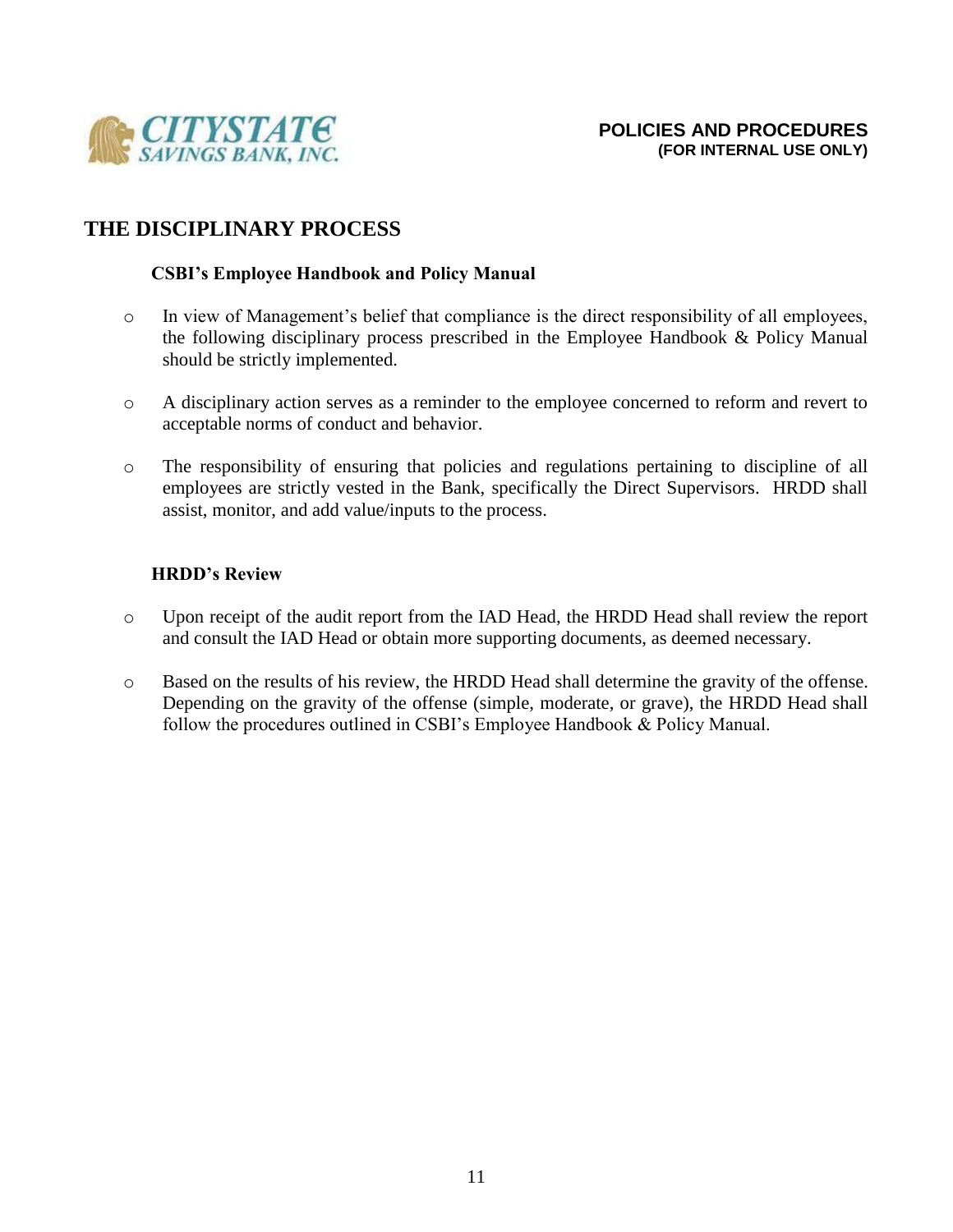# THE DISCIPLINARY PROCESS

### CSBI's Employee Handbook and Policy Manual

- In view of Management's belief that compliance is the direct responsibility of all employees, the following disciplinary process prescribed in the Employee Handbook & Policy Manual should be strictly implemented.

- A disciplinary action serves as a reminder to the employee concerned to reform and revert to acceptable norms of conduct and behavior.

- The responsibility of ensuring that policies and regulations pertaining to discipline of all employees are strictly vested in the Bank, specifically the Direct Supervisors. HRDD shall assist, monitor, and add value/inputs to the process.

### HRDD's Review

- Upon receipt of the audit report from the IAD Head, the HRDD Head shall review the report and consult the IAD Head or obtain more supporting documents, as deemed necessary.

- Based on the results of his review, the HRDD Head shall determine the gravity of the offense. Depending on the gravity of the offense (simple, moderate, or grave), the HRDD Head shall follow the procedures outlined in CSBI's Employee Handbook & Policy Manual.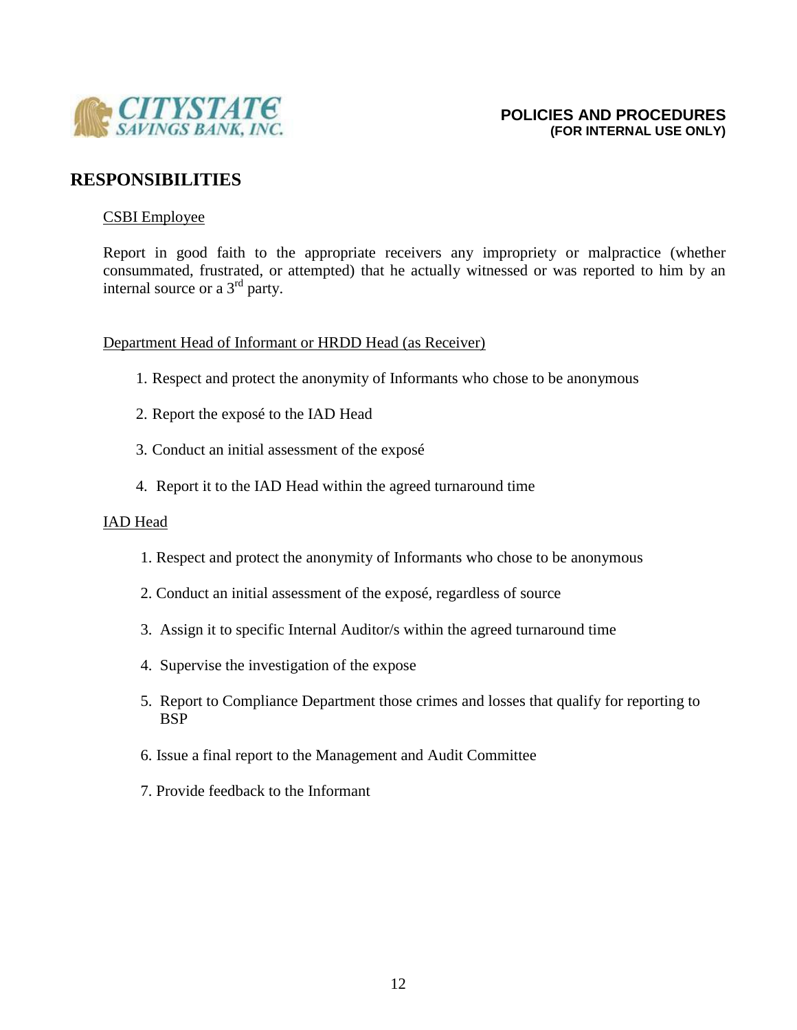## RESPONSIBILITIES

CSBI Employee

Report in good faith to the appropriate receivers any impropriety or malpractice (whether consummated, frustrated, or attempted) that he actually witnessed or was reported to him by an internal source or a 3rd party.

Department Head of Informant or HRDD Head (as Receiver)

1. Respect and protect the anonymity of Informants who chose to be anonymous
2. Report the exposé to the IAD Head
3. Conduct an initial assessment of the exposé
4. Report it to the IAD Head within the agreed turnaround time

IAD Head

1. Respect and protect the anonymity of Informants who chose to be anonymous
2. Conduct an initial assessment of the exposé, regardless of source
3. Assign it to specific Internal Auditor/s within the agreed turnaround time
4. Supervise the investigation of the expose
5. Report to Compliance Department those crimes and losses that qualify for reporting to BSP
6. Issue a final report to the Management and Audit Committee
7. Provide feedback to the Informant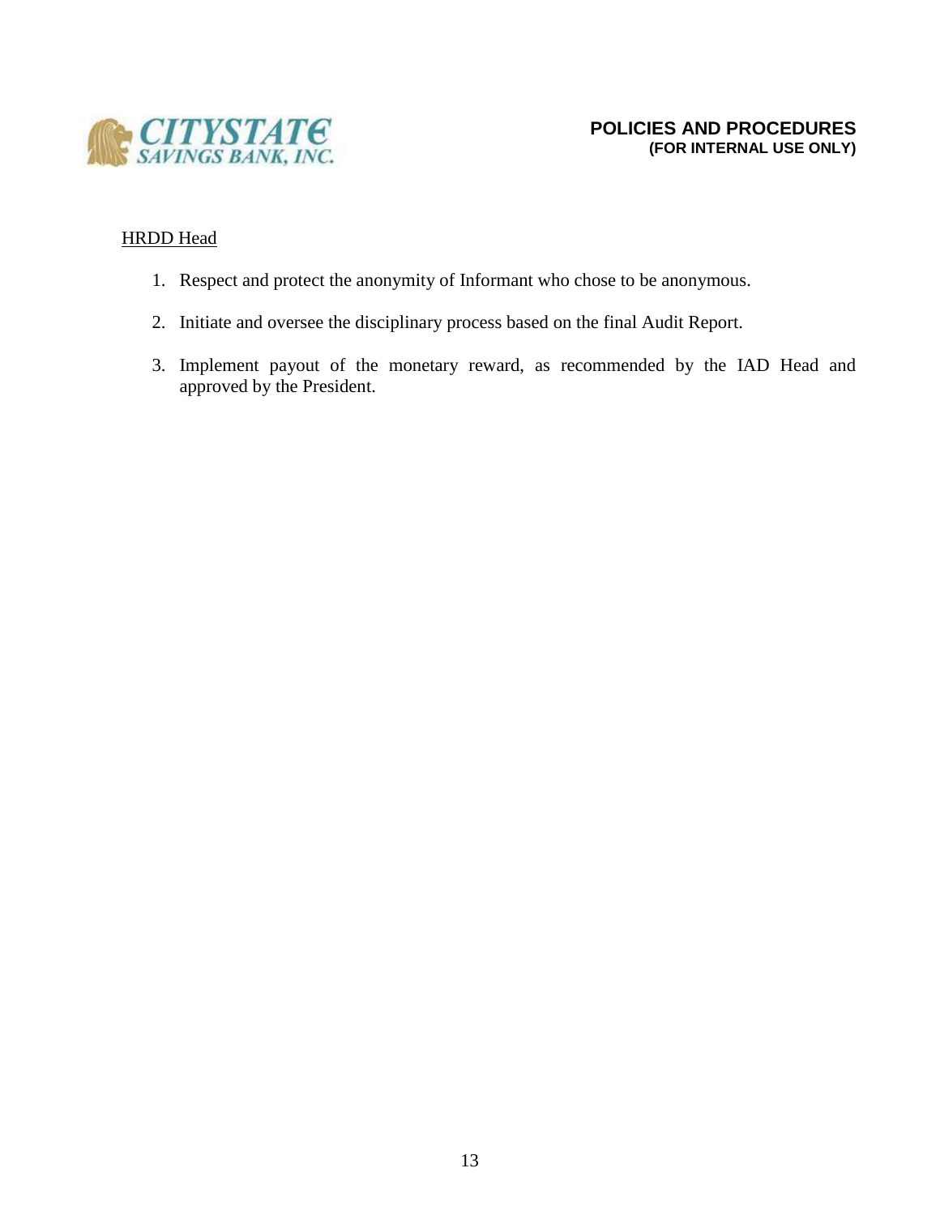HRDD Head

1. Respect and protect the anonymity of Informant who chose to be anonymous.

2. Initiate and oversee the disciplinary process based on the final Audit Report.

3. Implement payout of the monetary reward, as recommended by the IAD Head and approved by the President.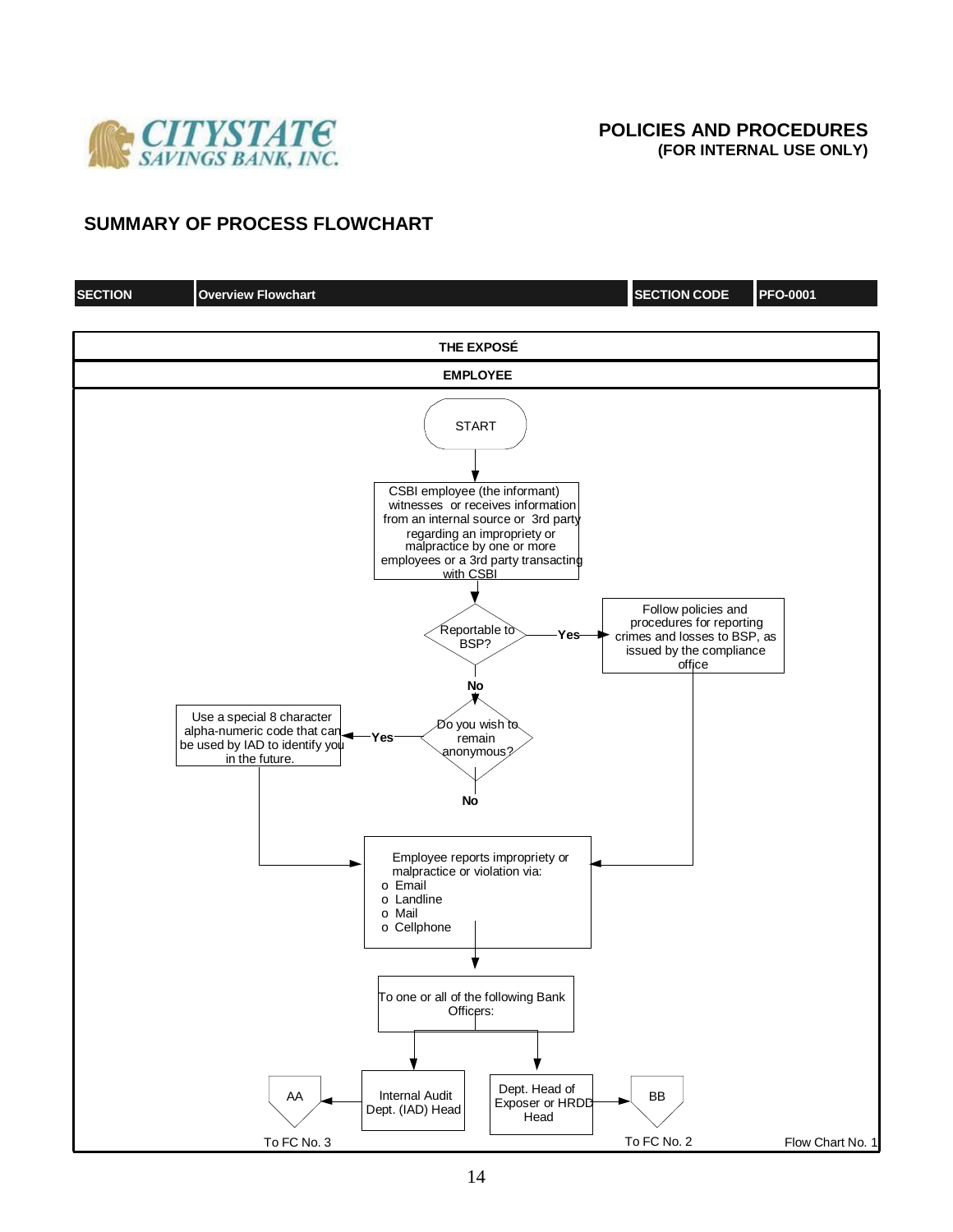**CITYSTATE SAVINGS BANK, INC.**

**POLICIES AND PROCEDURES**
**(FOR INTERNAL USE ONLY)**

## SUMMARY OF PROCESS FLOWCHART

| SECTION | Overview Flowchart | SECTION CODE | PFO-0001 |
|---|---|---|---|

**THE EXPOSÉ**

**EMPLOYEE**

START

CSBI employee (the informant) witnesses or receives information from an internal source or 3rd party regarding an impropriety or malpractice by one or more employees or a 3rd party transacting with CSBI

Reportable to BSP?

- **Yes** → Follow policies and procedures for reporting crimes and losses to BSP, as issued by the compliance office → Employee reports impropriety or malpractice or violation via
- **No** → Do you wish to remain anonymous?
  - **Yes** → Use a special 8 character alpha-numeric code that can be used by IAD to identify you in the future. → Employee reports impropriety or malpractice or violation via
  - **No** → Employee reports impropriety or malpractice or violation via

Employee reports impropriety or malpractice or violation via:
- o Email
- o Landline
- o Mail
- o Cellphone

To one or all of the following Bank Officers:

- Internal Audit Dept. (IAD) Head → AA (To FC No. 3)
- Dept. Head of Exposer or HRDD Head → BB (To FC No. 2)

Flow Chart No. 1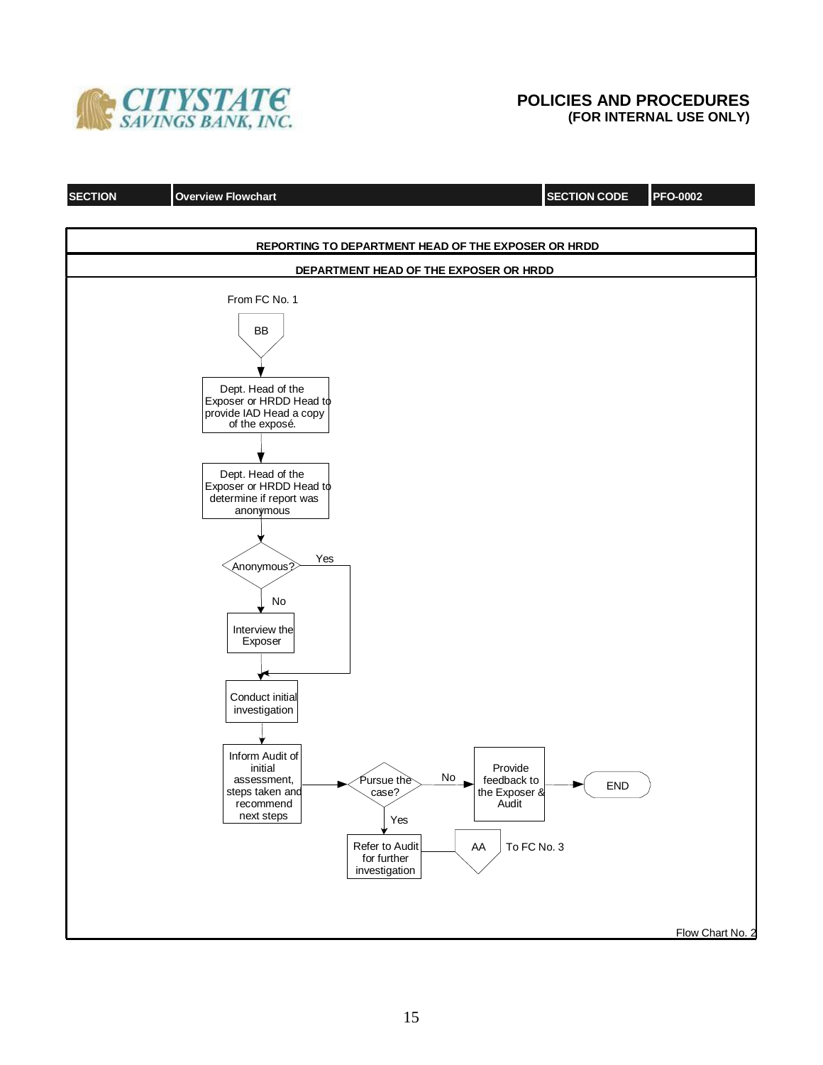**POLICIES AND PROCEDURES**
**(FOR INTERNAL USE ONLY)**

| SECTION | Overview Flowchart | SECTION CODE | PFO-0002 |
|---|---|---|---|

**REPORTING TO DEPARTMENT HEAD OF THE EXPOSER OR HRDD**

**DEPARTMENT HEAD OF THE EXPOSER OR HRDD**

From FC No. 1

BB

Dept. Head of the Exposer or HRDD Head to provide IAD Head a copy of the exposé.

Dept. Head of the Exposer or HRDD Head to determine if report was anonymous

Anonymous?

- Yes → Conduct initial investigation
- No → Interview the Exposer → Conduct initial investigation

Conduct initial investigation

Inform Audit of initial assessment, steps taken and recommend next steps

Pursue the case?

- No → Provide feedback to the Exposer & Audit → END
- Yes → Refer to Audit for further investigation → AA To FC No. 3

Flow Chart No. 2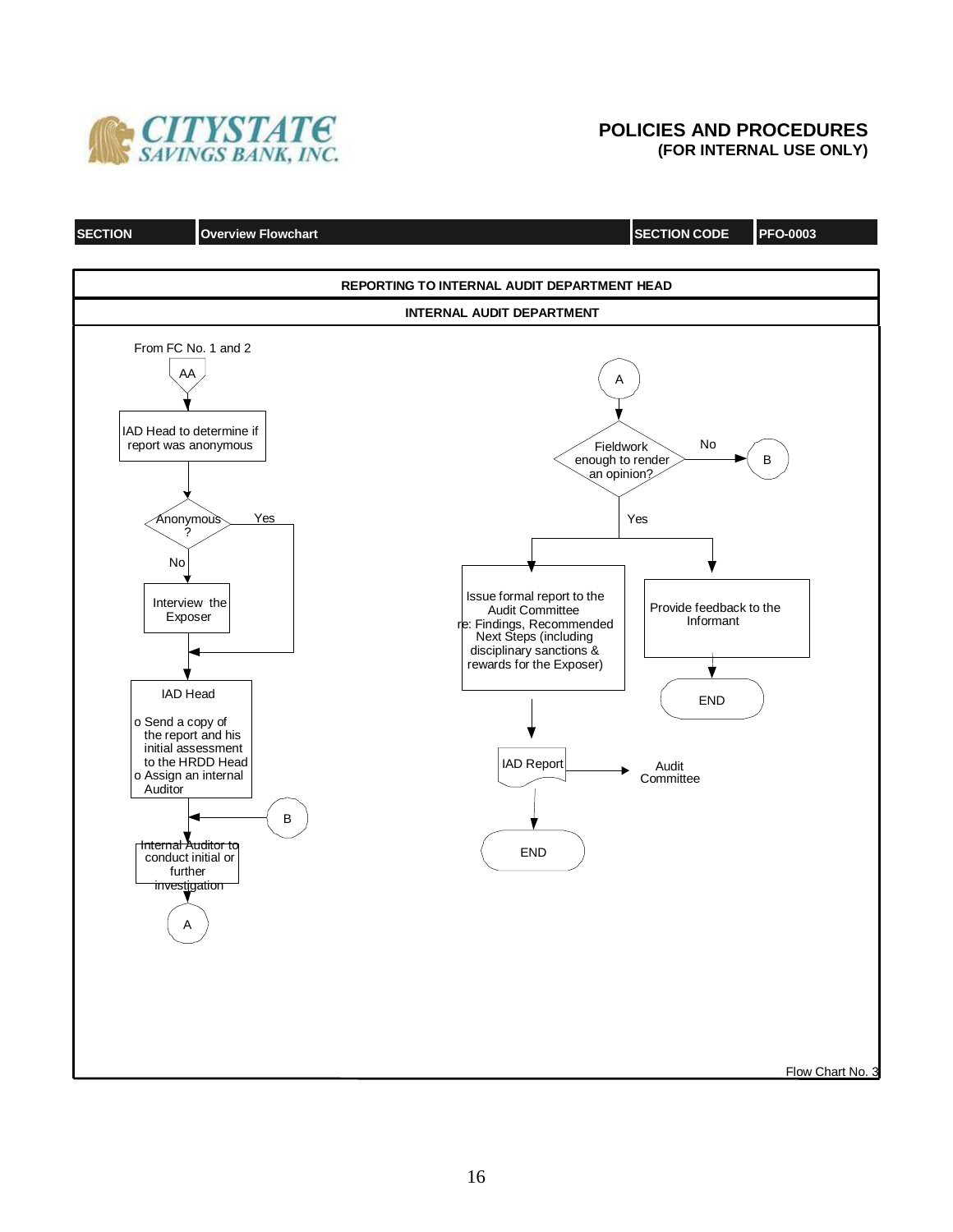**CITYSTATE SAVINGS BANK, INC.**

**POLICIES AND PROCEDURES**
**(FOR INTERNAL USE ONLY)**

| SECTION | Overview Flowchart | SECTION CODE | PFO-0003 |
|---|---|---|---|

**REPORTING TO INTERNAL AUDIT DEPARTMENT HEAD**

**INTERNAL AUDIT DEPARTMENT**

From FC No. 1 and 2

AA

IAD Head to determine if report was anonymous

Anonymous ?

Yes

No

Interview the Exposer

IAD Head

- Send a copy of the report and his initial assessment to the HRDD Head
- Assign an internal Auditor

B

Internal Auditor to conduct initial or further investigation

A

A

Fieldwork enough to render an opinion?

No

B

Yes

Issue formal report to the Audit Committee re: Findings, Recommended Next Steps (including disciplinary sanctions & rewards for the Exposer)

IAD Report

Audit Committee

END

Provide feedback to the Informant

END

Flow Chart No. 3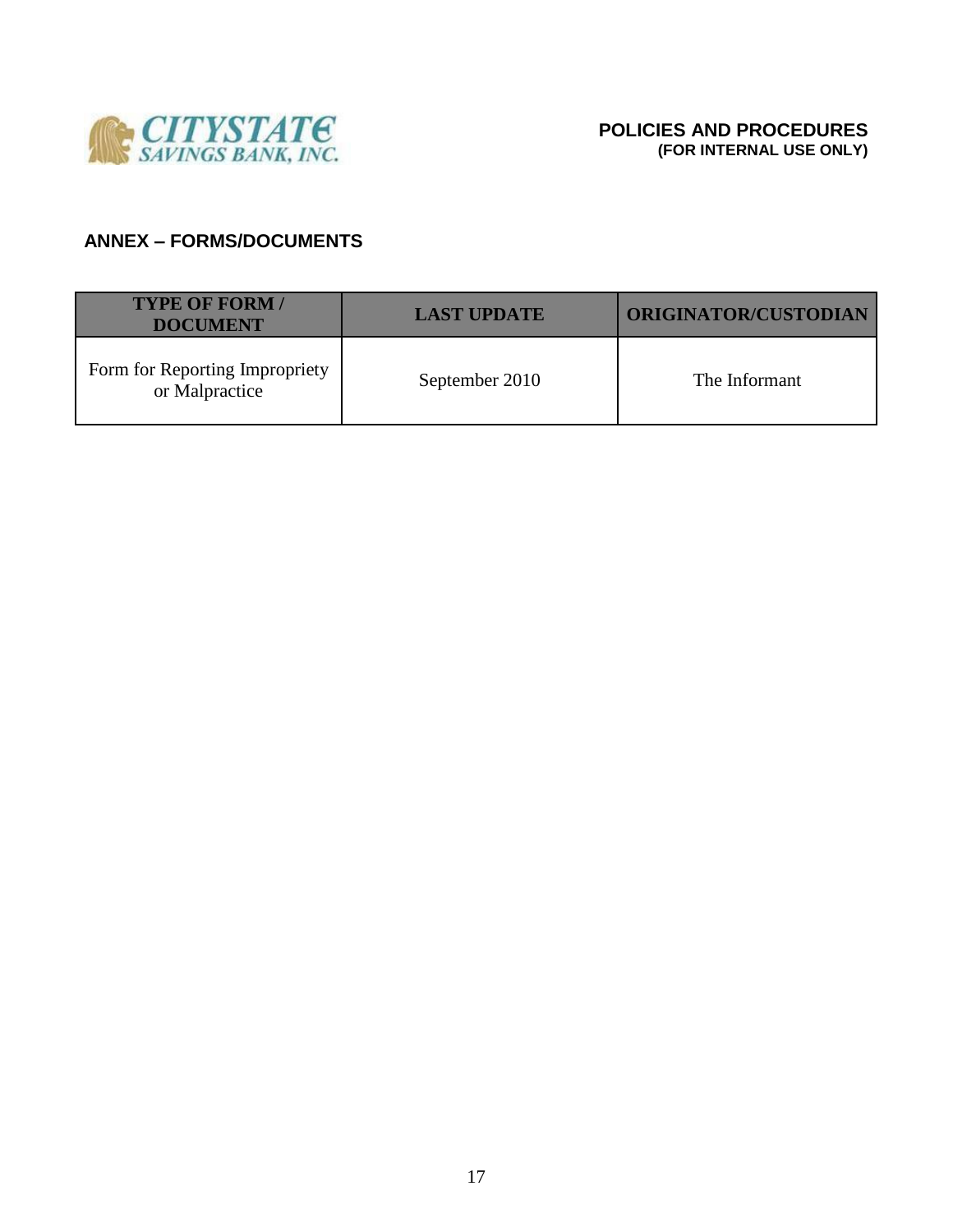## ANNEX – FORMS/DOCUMENTS

| TYPE OF FORM / DOCUMENT | LAST UPDATE | ORIGINATOR/CUSTODIAN |
| --- | --- | --- |
| Form for Reporting Impropriety or Malpractice | September 2010 | The Informant |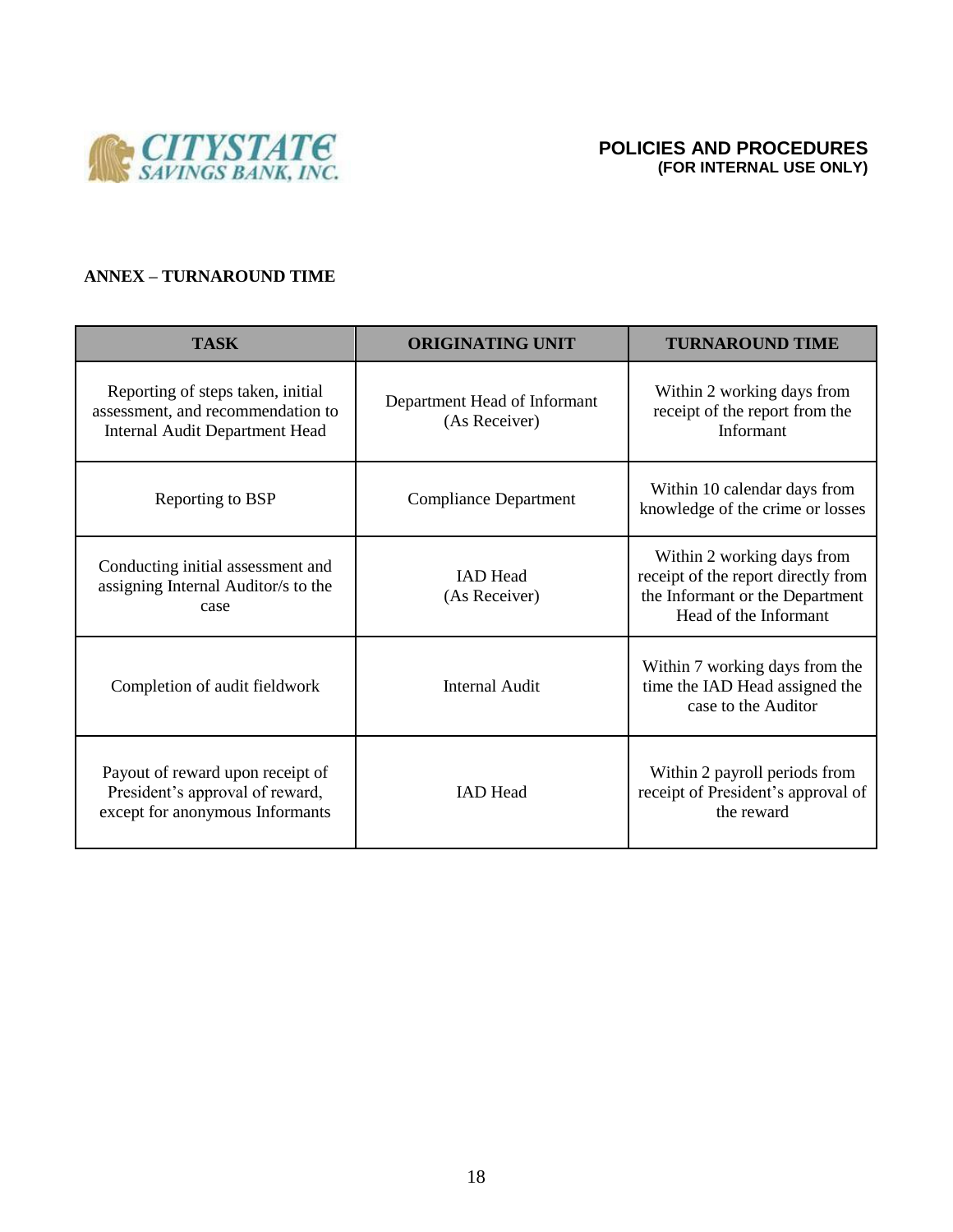## ANNEX – TURNAROUND TIME

| TASK | ORIGINATING UNIT | TURNAROUND TIME |
|---|---|---|
| Reporting of steps taken, initial assessment, and recommendation to Internal Audit Department Head | Department Head of Informant (As Receiver) | Within 2 working days from receipt of the report from the Informant |
| Reporting to BSP | Compliance Department | Within 10 calendar days from knowledge of the crime or losses |
| Conducting initial assessment and assigning Internal Auditor/s to the case | IAD Head (As Receiver) | Within 2 working days from receipt of the report directly from the Informant or the Department Head of the Informant |
| Completion of audit fieldwork | Internal Audit | Within 7 working days from the time the IAD Head assigned the case to the Auditor |
| Payout of reward upon receipt of President's approval of reward, except for anonymous Informants | IAD Head | Within 2 payroll periods from receipt of President's approval of the reward |